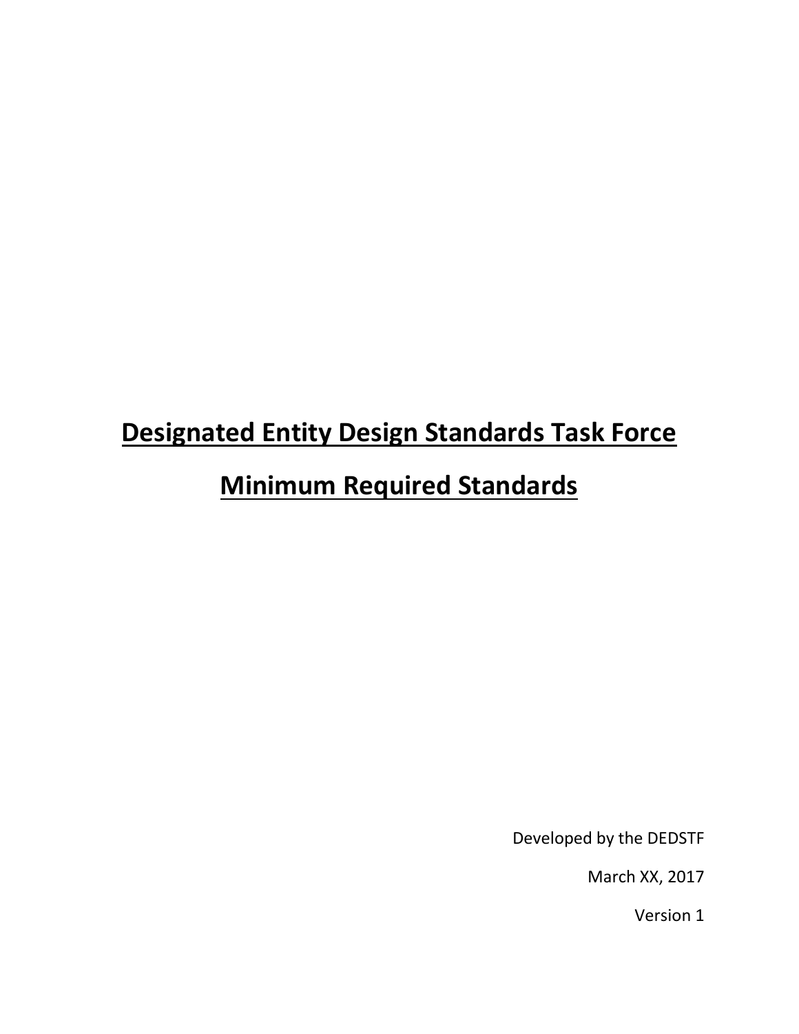# Designated Entity Design Standards Task Force

# Minimum Required Standards

Developed by the DEDSTF

March XX, 2017

Version 1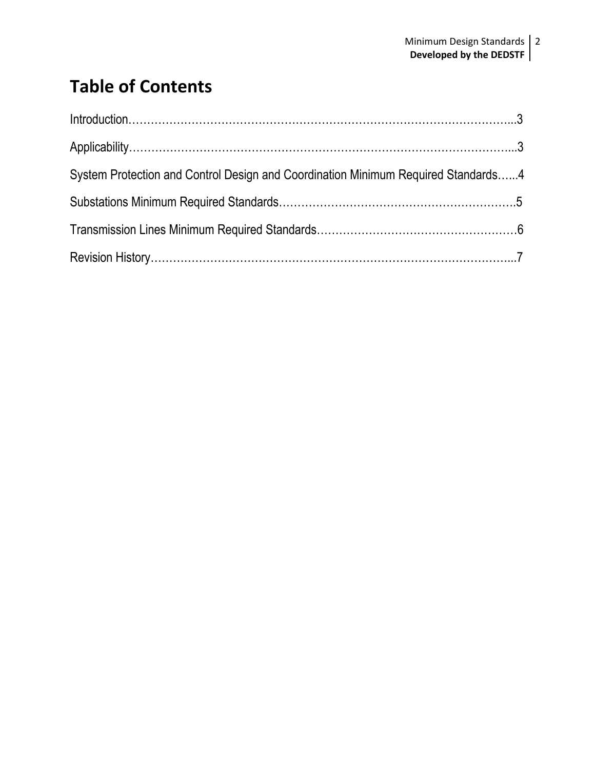# Table of Contents

Introduction………………………………………………………………………………………...3

Applicability……………………………………………………………………………………...3

System Protection and Control Design and Coordination Minimum Required Standards…...4

Substations Minimum Required Standards……………………………………………………….5

Transmission Lines Minimum Required Standards………………………………………………6

Revision History…………………………………………………………………………………...7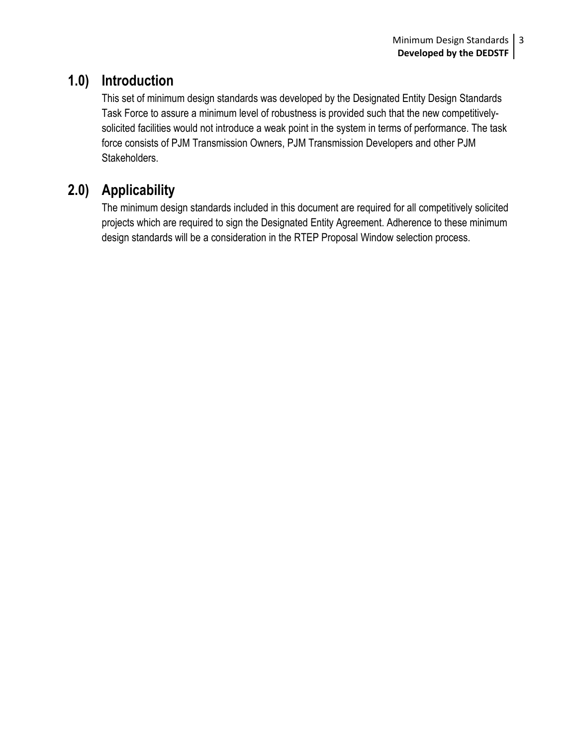## 1.0) Introduction

This set of minimum design standards was developed by the Designated Entity Design Standards Task Force to assure a minimum level of robustness is provided such that the new competitively-solicited facilities would not introduce a weak point in the system in terms of performance. The task force consists of PJM Transmission Owners, PJM Transmission Developers and other PJM Stakeholders.

## 2.0) Applicability

The minimum design standards included in this document are required for all competitively solicited projects which are required to sign the Designated Entity Agreement. Adherence to these minimum design standards will be a consideration in the RTEP Proposal Window selection process.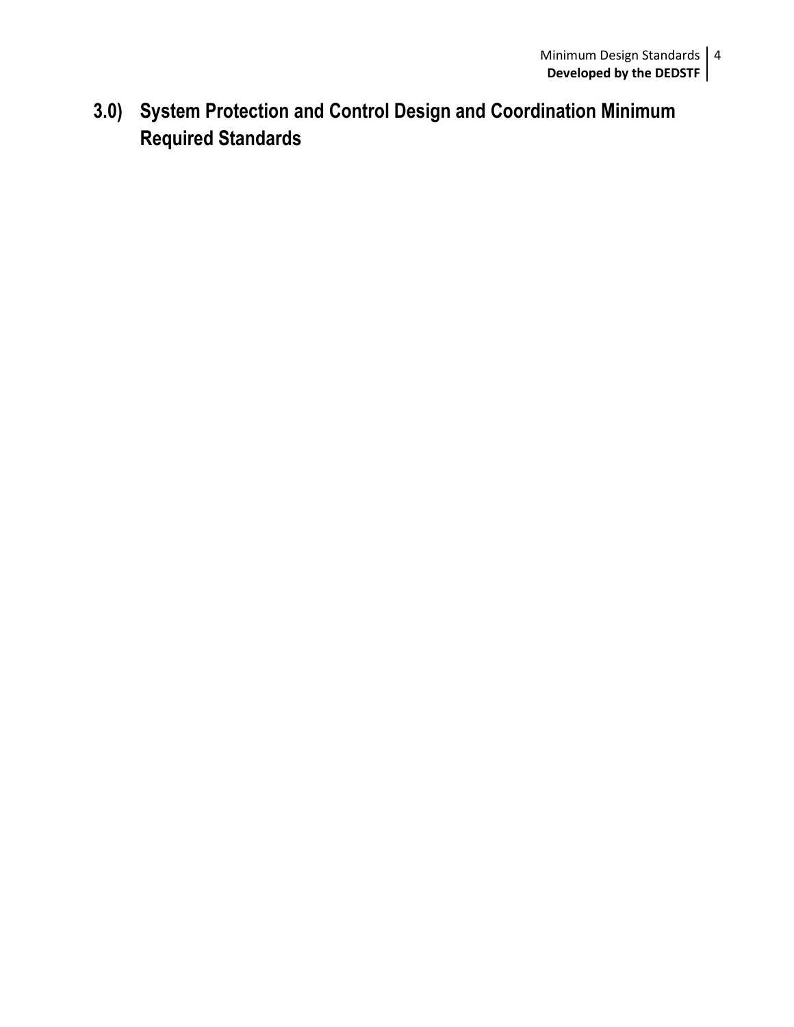## 3.0) System Protection and Control Design and Coordination Minimum Required Standards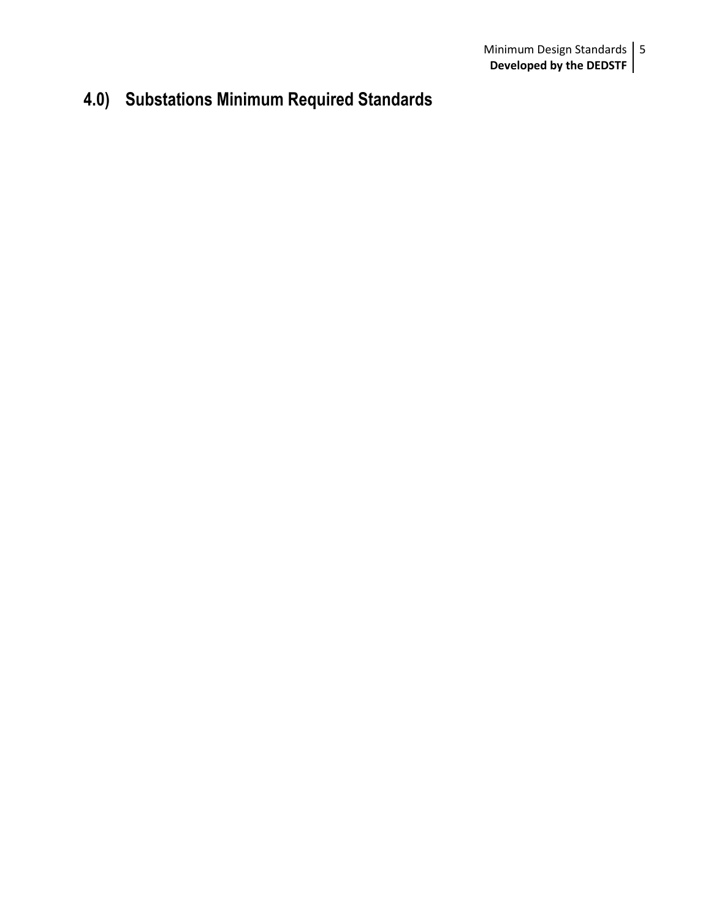# 4.0) Substations Minimum Required Standards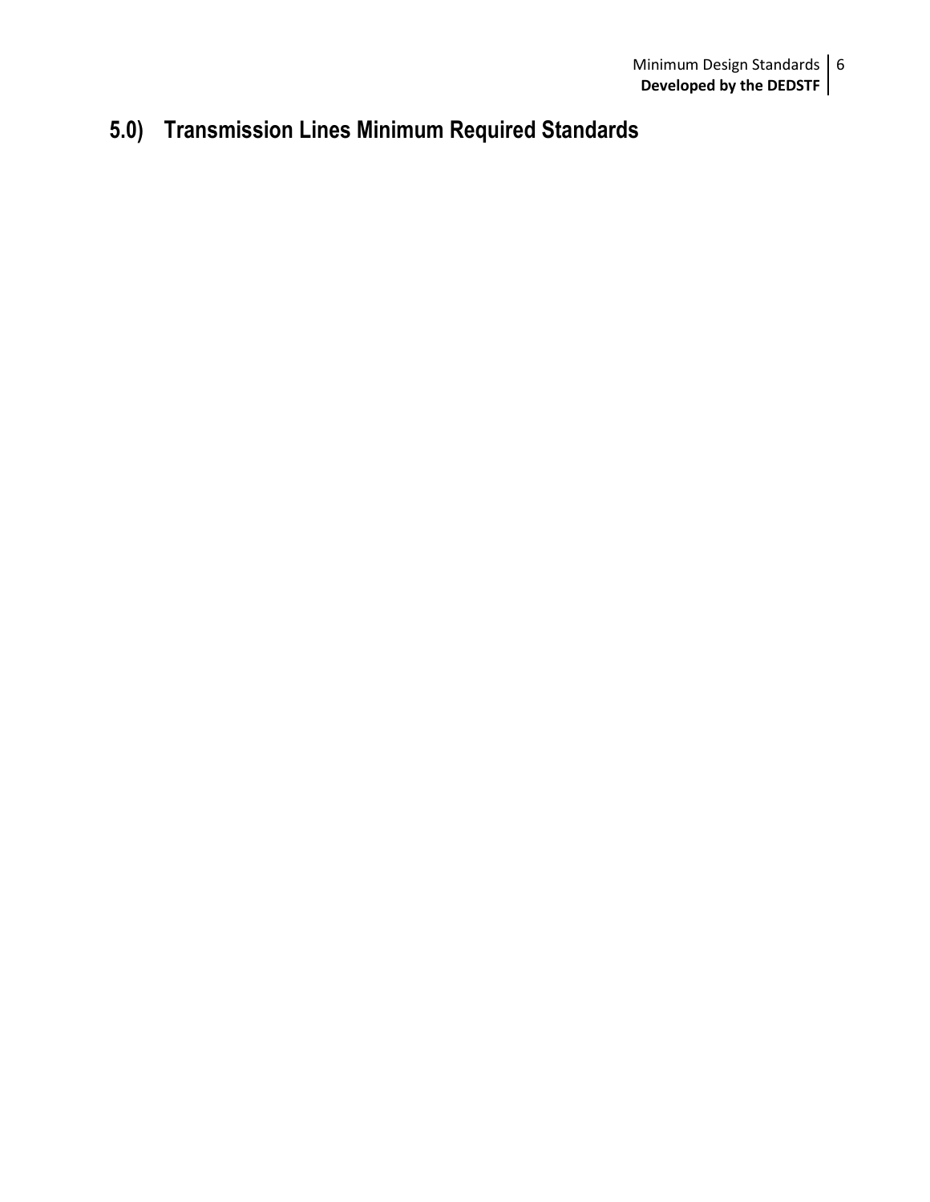# 5.0) Transmission Lines Minimum Required Standards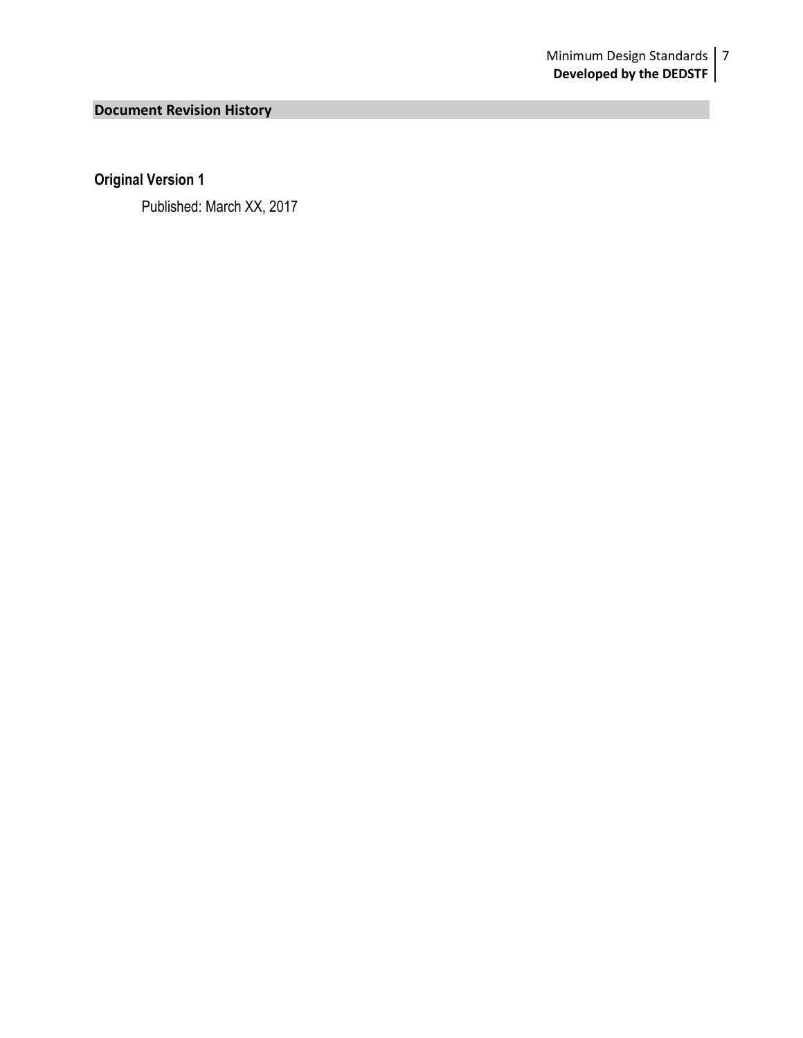## Document Revision History

### Original Version 1

Published: March XX, 2017